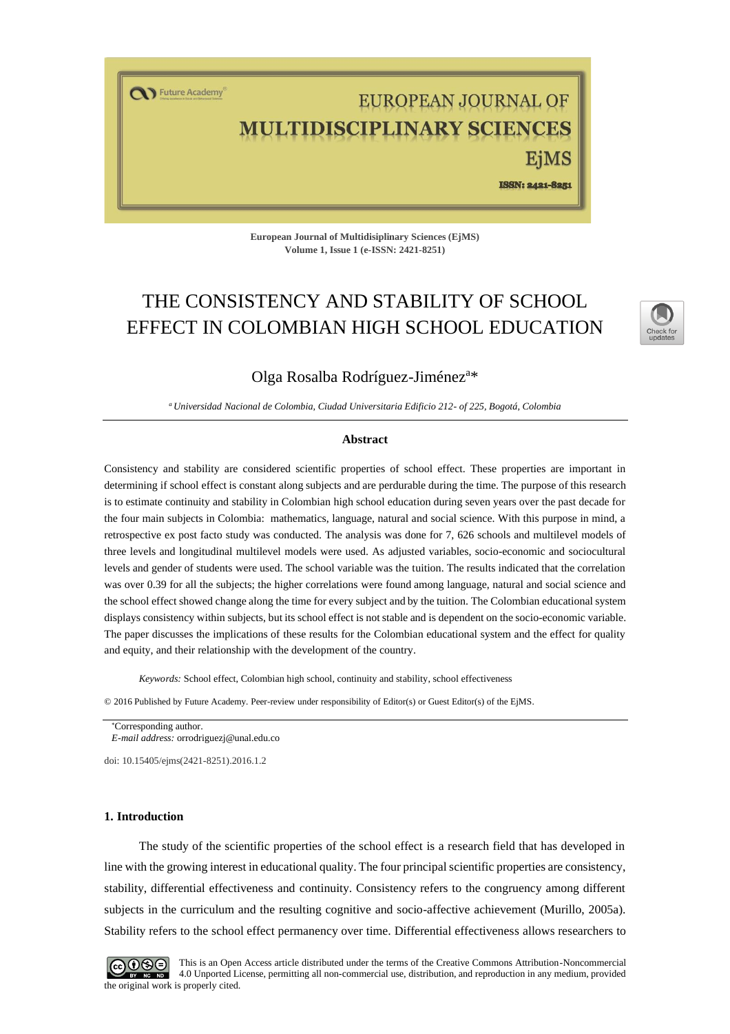European Journal of Multidisiplinary Sciences (EjMS)
Volume 1, Issue 1 (e-ISSN: 2421-8251)

# THE CONSISTENCY AND STABILITY OF SCHOOL EFFECT IN COLOMBIAN HIGH SCHOOL EDUCATION

Olga Rosalba Rodríguez-Jiménez[a]*

[a] *Universidad Nacional de Colombia, Ciudad Universitaria Edificio 212- of 225, Bogotá, Colombia*

## Abstract

Consistency and stability are considered scientific properties of school effect. These properties are important in determining if school effect is constant along subjects and are perdurable during the time. The purpose of this research is to estimate continuity and stability in Colombian high school education during seven years over the past decade for the four main subjects in Colombia: mathematics, language, natural and social science. With this purpose in mind, a retrospective ex post facto study was conducted. The analysis was done for 7, 626 schools and multilevel models of three levels and longitudinal multilevel models were used. As adjusted variables, socio-economic and sociocultural levels and gender of students were used. The school variable was the tuition. The results indicated that the correlation was over 0.39 for all the subjects; the higher correlations were found among language, natural and social science and the school effect showed change along the time for every subject and by the tuition. The Colombian educational system displays consistency within subjects, but its school effect is not stable and is dependent on the socio-economic variable. The paper discusses the implications of these results for the Colombian educational system and the effect for quality and equity, and their relationship with the development of the country.

*Keywords:* School effect, Colombian high school, continuity and stability, school effectiveness

© 2016 Published by Future Academy. Peer-review under responsibility of Editor(s) or Guest Editor(s) of the EjMS.

*Corresponding author.
*E-mail address:* orrodriguezj@unal.edu.co

doi: 10.15405/ejms(2421-8251).2016.1.2

## 1. Introduction

The study of the scientific properties of the school effect is a research field that has developed in line with the growing interest in educational quality. The four principal scientific properties are consistency, stability, differential effectiveness and continuity. Consistency refers to the congruency among different subjects in the curriculum and the resulting cognitive and socio-affective achievement (Murillo, 2005a). Stability refers to the school effect permanency over time. Differential effectiveness allows researchers to

This is an Open Access article distributed under the terms of the Creative Commons Attribution-Noncommercial 4.0 Unported License, permitting all non-commercial use, distribution, and reproduction in any medium, provided the original work is properly cited.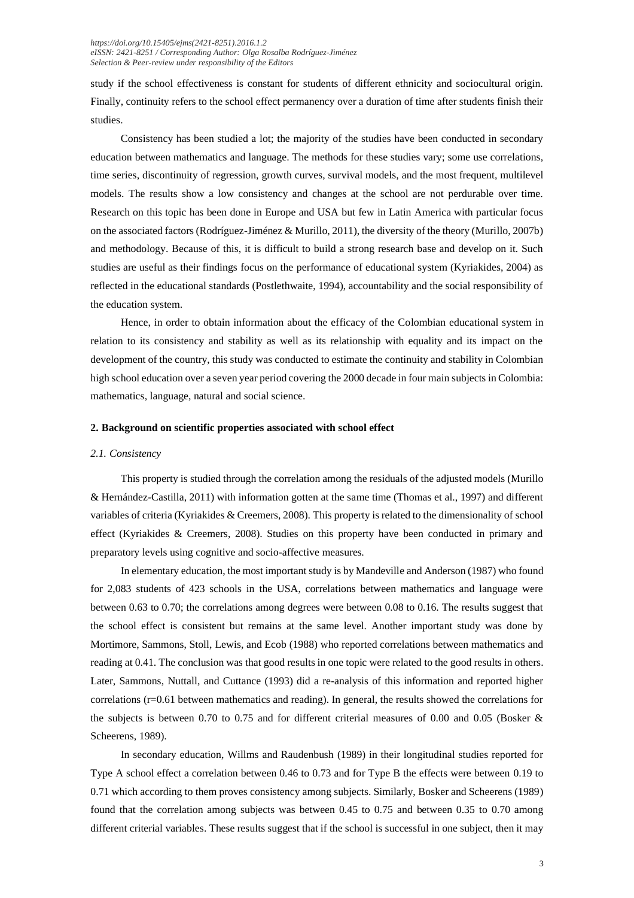study if the school effectiveness is constant for students of different ethnicity and sociocultural origin. Finally, continuity refers to the school effect permanency over a duration of time after students finish their studies.

Consistency has been studied a lot; the majority of the studies have been conducted in secondary education between mathematics and language. The methods for these studies vary; some use correlations, time series, discontinuity of regression, growth curves, survival models, and the most frequent, multilevel models. The results show a low consistency and changes at the school are not perdurable over time. Research on this topic has been done in Europe and USA but few in Latin America with particular focus on the associated factors (Rodríguez-Jiménez & Murillo, 2011), the diversity of the theory (Murillo, 2007b) and methodology. Because of this, it is difficult to build a strong research base and develop on it. Such studies are useful as their findings focus on the performance of educational system (Kyriakides, 2004) as reflected in the educational standards (Postlethwaite, 1994), accountability and the social responsibility of the education system.

Hence, in order to obtain information about the efficacy of the Colombian educational system in relation to its consistency and stability as well as its relationship with equality and its impact on the development of the country, this study was conducted to estimate the continuity and stability in Colombian high school education over a seven year period covering the 2000 decade in four main subjects in Colombia: mathematics, language, natural and social science.

## 2. Background on scientific properties associated with school effect

### *2.1. Consistency*

This property is studied through the correlation among the residuals of the adjusted models (Murillo & Hernández-Castilla, 2011) with information gotten at the same time (Thomas et al., 1997) and different variables of criteria (Kyriakides & Creemers, 2008). This property is related to the dimensionality of school effect (Kyriakides & Creemers, 2008). Studies on this property have been conducted in primary and preparatory levels using cognitive and socio-affective measures.

In elementary education, the most important study is by Mandeville and Anderson (1987) who found for 2,083 students of 423 schools in the USA, correlations between mathematics and language were between 0.63 to 0.70; the correlations among degrees were between 0.08 to 0.16. The results suggest that the school effect is consistent but remains at the same level. Another important study was done by Mortimore, Sammons, Stoll, Lewis, and Ecob (1988) who reported correlations between mathematics and reading at 0.41. The conclusion was that good results in one topic were related to the good results in others. Later, Sammons, Nuttall, and Cuttance (1993) did a re-analysis of this information and reported higher correlations ($r=0.61$ between mathematics and reading). In general, the results showed the correlations for the subjects is between 0.70 to 0.75 and for different criterial measures of 0.00 and 0.05 (Bosker & Scheerens, 1989).

In secondary education, Willms and Raudenbush (1989) in their longitudinal studies reported for Type A school effect a correlation between 0.46 to 0.73 and for Type B the effects were between 0.19 to 0.71 which according to them proves consistency among subjects. Similarly, Bosker and Scheerens (1989) found that the correlation among subjects was between 0.45 to 0.75 and between 0.35 to 0.70 among different criterial variables. These results suggest that if the school is successful in one subject, then it may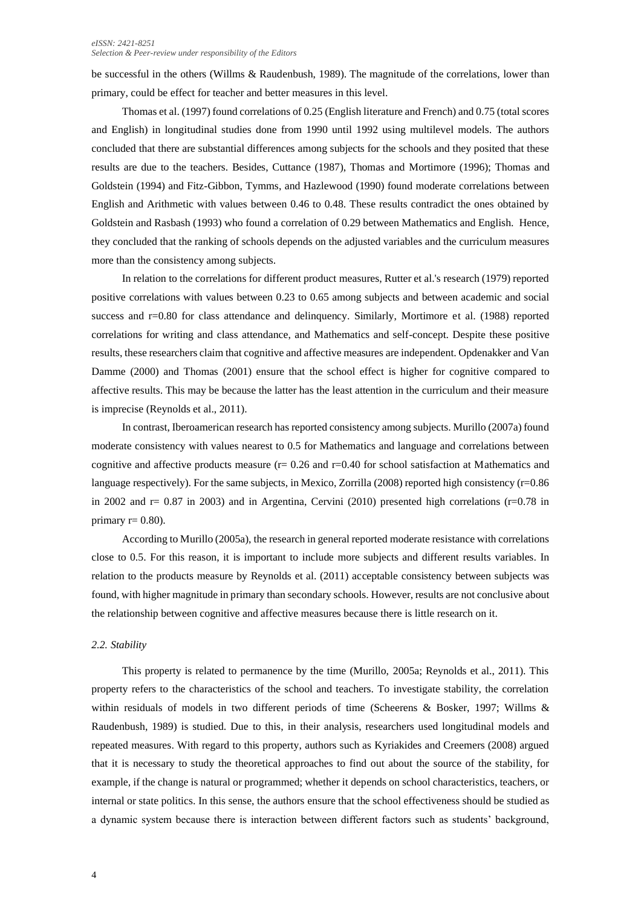be successful in the others (Willms & Raudenbush, 1989). The magnitude of the correlations, lower than primary, could be effect for teacher and better measures in this level.

Thomas et al. (1997) found correlations of 0.25 (English literature and French) and 0.75 (total scores and English) in longitudinal studies done from 1990 until 1992 using multilevel models. The authors concluded that there are substantial differences among subjects for the schools and they posited that these results are due to the teachers. Besides, Cuttance (1987), Thomas and Mortimore (1996); Thomas and Goldstein (1994) and Fitz-Gibbon, Tymms, and Hazlewood (1990) found moderate correlations between English and Arithmetic with values between 0.46 to 0.48. These results contradict the ones obtained by Goldstein and Rasbash (1993) who found a correlation of 0.29 between Mathematics and English. Hence, they concluded that the ranking of schools depends on the adjusted variables and the curriculum measures more than the consistency among subjects.

In relation to the correlations for different product measures, Rutter et al.'s research (1979) reported positive correlations with values between 0.23 to 0.65 among subjects and between academic and social success and r=0.80 for class attendance and delinquency. Similarly, Mortimore et al. (1988) reported correlations for writing and class attendance, and Mathematics and self-concept. Despite these positive results, these researchers claim that cognitive and affective measures are independent. Opdenakker and Van Damme (2000) and Thomas (2001) ensure that the school effect is higher for cognitive compared to affective results. This may be because the latter has the least attention in the curriculum and their measure is imprecise (Reynolds et al., 2011).

In contrast, Iberoamerican research has reported consistency among subjects. Murillo (2007a) found moderate consistency with values nearest to 0.5 for Mathematics and language and correlations between cognitive and affective products measure (r= 0.26 and r=0.40 for school satisfaction at Mathematics and language respectively). For the same subjects, in Mexico, Zorrilla (2008) reported high consistency (r=0.86 in 2002 and r= 0.87 in 2003) and in Argentina, Cervini (2010) presented high correlations (r=0.78 in primary r= 0.80).

According to Murillo (2005a), the research in general reported moderate resistance with correlations close to 0.5. For this reason, it is important to include more subjects and different results variables. In relation to the products measure by Reynolds et al. (2011) acceptable consistency between subjects was found, with higher magnitude in primary than secondary schools. However, results are not conclusive about the relationship between cognitive and affective measures because there is little research on it.

### *2.2. Stability*

This property is related to permanence by the time (Murillo, 2005a; Reynolds et al., 2011). This property refers to the characteristics of the school and teachers. To investigate stability, the correlation within residuals of models in two different periods of time (Scheerens & Bosker, 1997; Willms & Raudenbush, 1989) is studied. Due to this, in their analysis, researchers used longitudinal models and repeated measures. With regard to this property, authors such as Kyriakides and Creemers (2008) argued that it is necessary to study the theoretical approaches to find out about the source of the stability, for example, if the change is natural or programmed; whether it depends on school characteristics, teachers, or internal or state politics. In this sense, the authors ensure that the school effectiveness should be studied as a dynamic system because there is interaction between different factors such as students' background,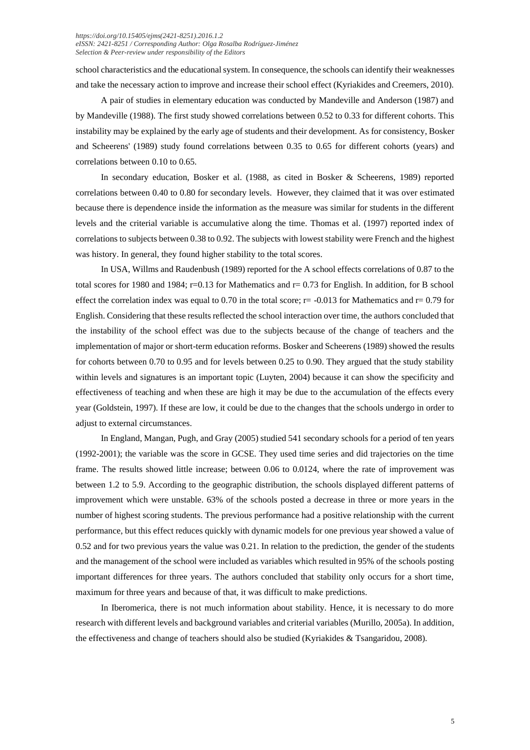school characteristics and the educational system. In consequence, the schools can identify their weaknesses and take the necessary action to improve and increase their school effect (Kyriakides and Creemers, 2010).

A pair of studies in elementary education was conducted by Mandeville and Anderson (1987) and by Mandeville (1988). The first study showed correlations between 0.52 to 0.33 for different cohorts. This instability may be explained by the early age of students and their development. As for consistency, Bosker and Scheerens' (1989) study found correlations between 0.35 to 0.65 for different cohorts (years) and correlations between 0.10 to 0.65.

In secondary education, Bosker et al. (1988, as cited in Bosker & Scheerens, 1989) reported correlations between 0.40 to 0.80 for secondary levels. However, they claimed that it was over estimated because there is dependence inside the information as the measure was similar for students in the different levels and the criterial variable is accumulative along the time. Thomas et al. (1997) reported index of correlations to subjects between 0.38 to 0.92. The subjects with lowest stability were French and the highest was history. In general, they found higher stability to the total scores.

In USA, Willms and Raudenbush (1989) reported for the A school effects correlations of 0.87 to the total scores for 1980 and 1984; r=0.13 for Mathematics and r= 0.73 for English. In addition, for B school effect the correlation index was equal to 0.70 in the total score; r= -0.013 for Mathematics and r= 0.79 for English. Considering that these results reflected the school interaction over time, the authors concluded that the instability of the school effect was due to the subjects because of the change of teachers and the implementation of major or short-term education reforms. Bosker and Scheerens (1989) showed the results for cohorts between 0.70 to 0.95 and for levels between 0.25 to 0.90. They argued that the study stability within levels and signatures is an important topic (Luyten, 2004) because it can show the specificity and effectiveness of teaching and when these are high it may be due to the accumulation of the effects every year (Goldstein, 1997). If these are low, it could be due to the changes that the schools undergo in order to adjust to external circumstances.

In England, Mangan, Pugh, and Gray (2005) studied 541 secondary schools for a period of ten years (1992-2001); the variable was the score in GCSE. They used time series and did trajectories on the time frame. The results showed little increase; between 0.06 to 0.0124, where the rate of improvement was between 1.2 to 5.9. According to the geographic distribution, the schools displayed different patterns of improvement which were unstable. 63% of the schools posted a decrease in three or more years in the number of highest scoring students. The previous performance had a positive relationship with the current performance, but this effect reduces quickly with dynamic models for one previous year showed a value of 0.52 and for two previous years the value was 0.21. In relation to the prediction, the gender of the students and the management of the school were included as variables which resulted in 95% of the schools posting important differences for three years. The authors concluded that stability only occurs for a short time, maximum for three years and because of that, it was difficult to make predictions.

In Iberomerica, there is not much information about stability. Hence, it is necessary to do more research with different levels and background variables and criterial variables (Murillo, 2005a). In addition, the effectiveness and change of teachers should also be studied (Kyriakides & Tsangaridou, 2008).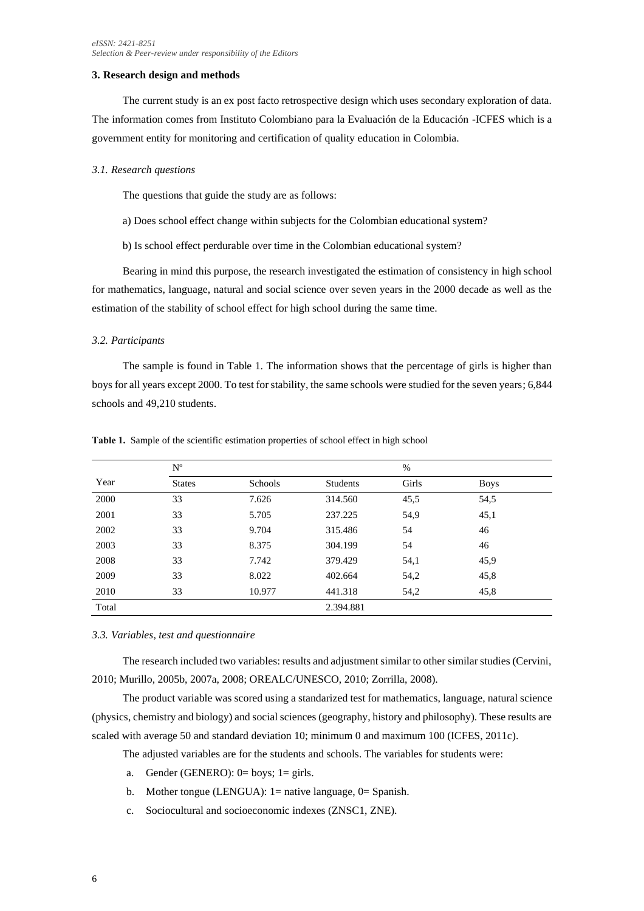## 3. Research design and methods

The current study is an ex post facto retrospective design which uses secondary exploration of data. The information comes from Instituto Colombiano para la Evaluación de la Educación -ICFES which is a government entity for monitoring and certification of quality education in Colombia.

### *3.1. Research questions*

The questions that guide the study are as follows:

a) Does school effect change within subjects for the Colombian educational system?

b) Is school effect perdurable over time in the Colombian educational system?

Bearing in mind this purpose, the research investigated the estimation of consistency in high school for mathematics, language, natural and social science over seven years in the 2000 decade as well as the estimation of the stability of school effect for high school during the same time.

### *3.2. Participants*

The sample is found in Table 1. The information shows that the percentage of girls is higher than boys for all years except 2000. To test for stability, the same schools were studied for the seven years; 6,844 schools and 49,210 students.

**Table 1.** Sample of the scientific estimation properties of school effect in high school

| | Nº | | | % | |
|---|---|---|---|---|---|
| Year | States | Schools | Students | Girls | Boys |
| 2000 | 33 | 7.626 | 314.560 | 45,5 | 54,5 |
| 2001 | 33 | 5.705 | 237.225 | 54,9 | 45,1 |
| 2002 | 33 | 9.704 | 315.486 | 54 | 46 |
| 2003 | 33 | 8.375 | 304.199 | 54 | 46 |
| 2008 | 33 | 7.742 | 379.429 | 54,1 | 45,9 |
| 2009 | 33 | 8.022 | 402.664 | 54,2 | 45,8 |
| 2010 | 33 | 10.977 | 441.318 | 54,2 | 45,8 |
| Total | | | 2.394.881 | | |

### *3.3. Variables, test and questionnaire*

The research included two variables: results and adjustment similar to other similar studies (Cervini, 2010; Murillo, 2005b, 2007a, 2008; OREALC/UNESCO, 2010; Zorrilla, 2008).

The product variable was scored using a standarized test for mathematics, language, natural science (physics, chemistry and biology) and social sciences (geography, history and philosophy). These results are scaled with average 50 and standard deviation 10; minimum 0 and maximum 100 (ICFES, 2011c).

The adjusted variables are for the students and schools. The variables for students were:

a. Gender (GENERO): 0= boys; 1= girls.

b. Mother tongue (LENGUA): 1= native language, 0= Spanish.

c. Sociocultural and socioeconomic indexes (ZNSC1, ZNE).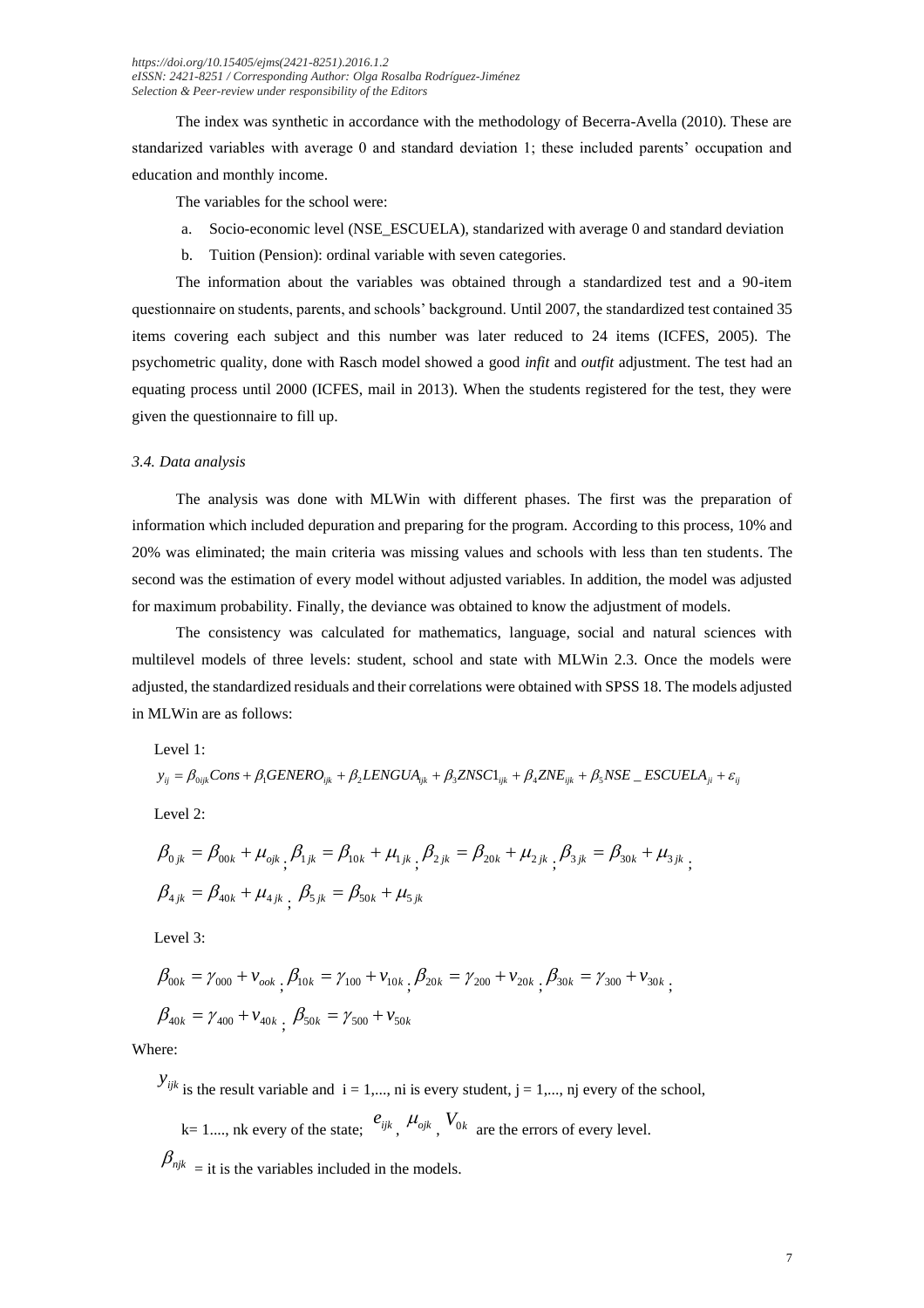The index was synthetic in accordance with the methodology of Becerra-Avella (2010). These are standarized variables with average 0 and standard deviation 1; these included parents' occupation and education and monthly income.

The variables for the school were:

a. Socio-economic level (NSE_ESCUELA), standarized with average 0 and standard deviation
b. Tuition (Pension): ordinal variable with seven categories.

The information about the variables was obtained through a standardized test and a 90-item questionnaire on students, parents, and schools' background. Until 2007, the standardized test contained 35 items covering each subject and this number was later reduced to 24 items (ICFES, 2005). The psychometric quality, done with Rasch model showed a good *infit* and *outfit* adjustment. The test had an equating process until 2000 (ICFES, mail in 2013). When the students registered for the test, they were given the questionnaire to fill up.

### *3.4. Data analysis*

The analysis was done with MLWin with different phases. The first was the preparation of information which included depuration and preparing for the program. According to this process, 10% and 20% was eliminated; the main criteria was missing values and schools with less than ten students. The second was the estimation of every model without adjusted variables. In addition, the model was adjusted for maximum probability. Finally, the deviance was obtained to know the adjustment of models.

The consistency was calculated for mathematics, language, social and natural sciences with multilevel models of three levels: student, school and state with MLWin 2.3. Once the models were adjusted, the standardized residuals and their correlations were obtained with SPSS 18. The models adjusted in MLWin are as follows:

Level 1:

$$y_{ij} = \beta_{0ijk} Cons + \beta_1 GENERO_{ijk} + \beta_2 LENGUA_{ijk} + \beta_3 ZNSC1_{ijk} + \beta_4 ZNE_{ijk} + \beta_5 NSE\_ESCUELA_{ji} + \varepsilon_{ij}$$

Level 2:

$$\beta_{0jk} = \beta_{00k} + \mu_{ojk}\,;\ \beta_{1jk} = \beta_{10k} + \mu_{1jk}\,;\ \beta_{2jk} = \beta_{20k} + \mu_{2jk}\,;\ \beta_{3jk} = \beta_{30k} + \mu_{3jk}\,;$$

$$\beta_{4jk} = \beta_{40k} + \mu_{4jk}\,;\ \beta_{5jk} = \beta_{50k} + \mu_{5jk}$$

Level 3:

$$\beta_{00k} = \gamma_{000} + v_{ook}\,;\ \beta_{10k} = \gamma_{100} + v_{10k}\,;\ \beta_{20k} = \gamma_{200} + v_{20k}\,;\ \beta_{30k} = \gamma_{300} + v_{30k}\,;$$

$$\beta_{40k} = \gamma_{400} + v_{40k}\,;\ \beta_{50k} = \gamma_{500} + v_{50k}$$

Where:

$y_{ijk}$ is the result variable and i = 1,..., ni is every student, j = 1,..., nj every of the school,

k= 1...., nk every of the state; $e_{ijk}$, $\mu_{ojk}$, $V_{0k}$ are the errors of every level.

$\beta_{njk}$ = it is the variables included in the models.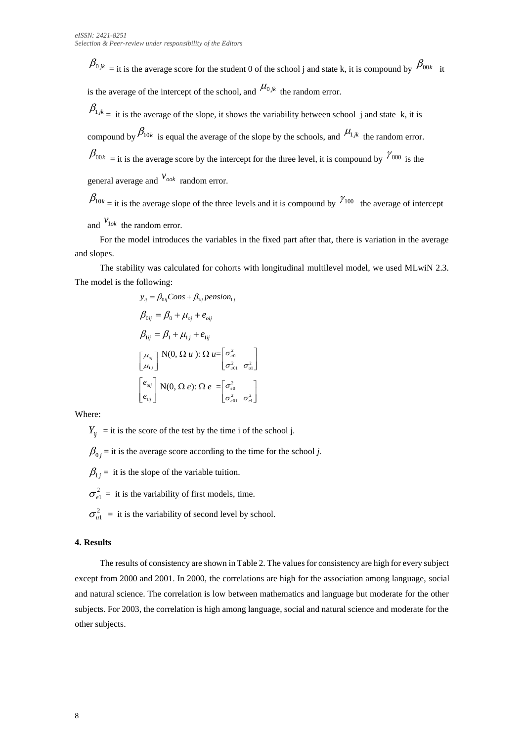$\beta_{0jk}$ = it is the average score for the student 0 of the school j and state k, it is compound by $\beta_{00k}$ it is the average of the intercept of the school, and $\mu_{0jk}$ the random error.

$\beta_{1jk}$ = it is the average of the slope, it shows the variability between school j and state k, it is compound by $\beta_{10k}$ is equal the average of the slope by the schools, and $\mu_{1jk}$ the random error.

$\beta_{00k}$ = it is the average score by the intercept for the three level, it is compound by $\gamma_{000}$ is the general average and $v_{ook}$ random error.

$\beta_{10k}$ = it is the average slope of the three levels and it is compound by $\gamma_{100}$ the average of intercept and $v_{1ok}$ the random error.

For the model introduces the variables in the fixed part after that, there is variation in the average and slopes.

The stability was calculated for cohorts with longitudinal multilevel model, we used MLwiN 2.3. The model is the following:

$$y_{ij} = \beta_{0ij} Cons + \beta_{1ij} pension_{1j}$$

$$\beta_{0ij} = \beta_0 + \mu_{oj} + e_{oij}$$

$$\beta_{1ij} = \beta_1 + \mu_{1j} + e_{1ij}$$

$$\begin{bmatrix} \mu_{oj} \\ \mu_{1j} \end{bmatrix} \text{N}(0, \Omega\ u): \Omega\ u = \begin{bmatrix} \sigma^2_{u0} & \\ \sigma^2_{u01} & \sigma^2_{u1} \end{bmatrix}$$

$$\begin{bmatrix} e_{oij} \\ e_{1ij} \end{bmatrix} \text{N}(0, \Omega\ e): \Omega\ e = \begin{bmatrix} \sigma^2_{e0} & \\ \sigma^2_{e01} & \sigma^2_{e1} \end{bmatrix}$$

Where:

$Y_{ij}$ = it is the score of the test by the time i of the school j.

$\beta_{0j}$ = it is the average score according to the time for the school *j.*

$\beta_{1j}$ = it is the slope of the variable tuition.

$\sigma^2_{e1}$ = it is the variability of first models, time.

$\sigma^2_{u1}$ = it is the variability of second level by school.

## 4. Results

The results of consistency are shown in Table 2. The values for consistency are high for every subject except from 2000 and 2001. In 2000, the correlations are high for the association among language, social and natural science. The correlation is low between mathematics and language but moderate for the other subjects. For 2003, the correlation is high among language, social and natural science and moderate for the other subjects.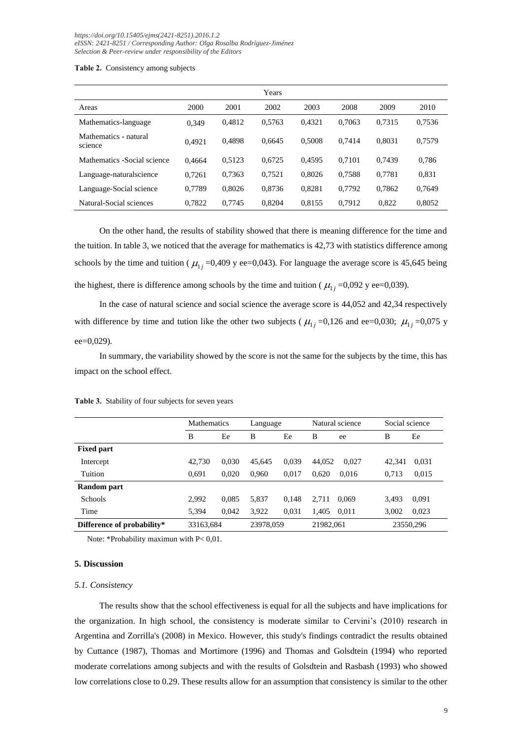**Table 2.** Consistency among subjects

| | Years | | | | | | |
|---|---|---|---|---|---|---|---|
| Areas | 2000 | 2001 | 2002 | 2003 | 2008 | 2009 | 2010 |
| Mathematics-language | 0,349 | 0,4812 | 0,5763 | 0,4321 | 0,7063 | 0,7315 | 0,7536 |
| Mathematics - natural science | 0,4921 | 0,4898 | 0,6645 | 0,5008 | 0,7414 | 0,8031 | 0,7579 |
| Mathematics -Social science | 0,4664 | 0,5123 | 0,6725 | 0,4595 | 0,7101 | 0,7439 | 0,786 |
| Language-naturalscience | 0,7261 | 0,7363 | 0,7521 | 0,8026 | 0,7588 | 0,7781 | 0,831 |
| Language-Social science | 0,7789 | 0,8026 | 0,8736 | 0,8281 | 0,7792 | 0,7862 | 0,7649 |
| Natural-Social sciences | 0,7822 | 0,7745 | 0,8204 | 0,8155 | 0,7912 | 0,822 | 0,8052 |

On the other hand, the results of stability showed that there is meaning difference for the time and the tuition. In table 3, we noticed that the average for mathematics is 42,73 with statistics difference among schools by the time and tuition ( $\mu_{1j}$ =0,409 y ee=0,043). For language the average score is 45,645 being the highest, there is difference among schools by the time and tuition ( $\mu_{1j}$ =0,092 y ee=0,039).

In the case of natural science and social science the average score is 44,052 and 42,34 respectively with difference by time and tution like the other two subjects ( $\mu_{1j}$ =0,126 and ee=0,030; $\mu_{1j}$ =0,075 y ee=0,029).

In summary, the variability showed by the score is not the same for the subjects by the time, this has impact on the school effect.

**Table 3.** Stability of four subjects for seven years

| | Mathematics | | Language | | Natural science | | Social science | |
|---|---|---|---|---|---|---|---|---|
| | B | Ee | B | Ee | B | ee | B | Ee |
| **Fixed part** | | | | | | | | |
| Intercept | 42,730 | 0,030 | 45,645 | 0,039 | 44,052 | 0,027 | 42,341 | 0,031 |
| Tuition | 0,691 | 0,020 | 0,960 | 0,017 | 0,620 | 0,016 | 0,713 | 0,015 |
| **Random part** | | | | | | | | |
| Schools | 2,992 | 0,085 | 5,837 | 0,148 | 2,711 | 0,069 | 3,493 | 0,091 |
| Time | 5,394 | 0,042 | 3,922 | 0,031 | 1,405 | 0,011 | 3,002 | 0,023 |
| **Difference of probability*** | 33163,684 | | 23978,059 | | 21982,061 | | 23550,296 | |

Note: *Probability maximun with P< 0,01.

## 5. Discussion

### *5.1. Consistency*

The results show that the school effectiveness is equal for all the subjects and have implications for the organization. In high school, the consistency is moderate similar to Cervini's (2010) research in Argentina and Zorrilla's (2008) in Mexico. However, this study's findings contradict the results obtained by Cuttance (1987), Thomas and Mortimore (1996) and Thomas and Golsdtein (1994) who reported moderate correlations among subjects and with the results of Golsdtein and Rasbash (1993) who showed low correlations close to 0.29. These results allow for an assumption that consistency is similar to the other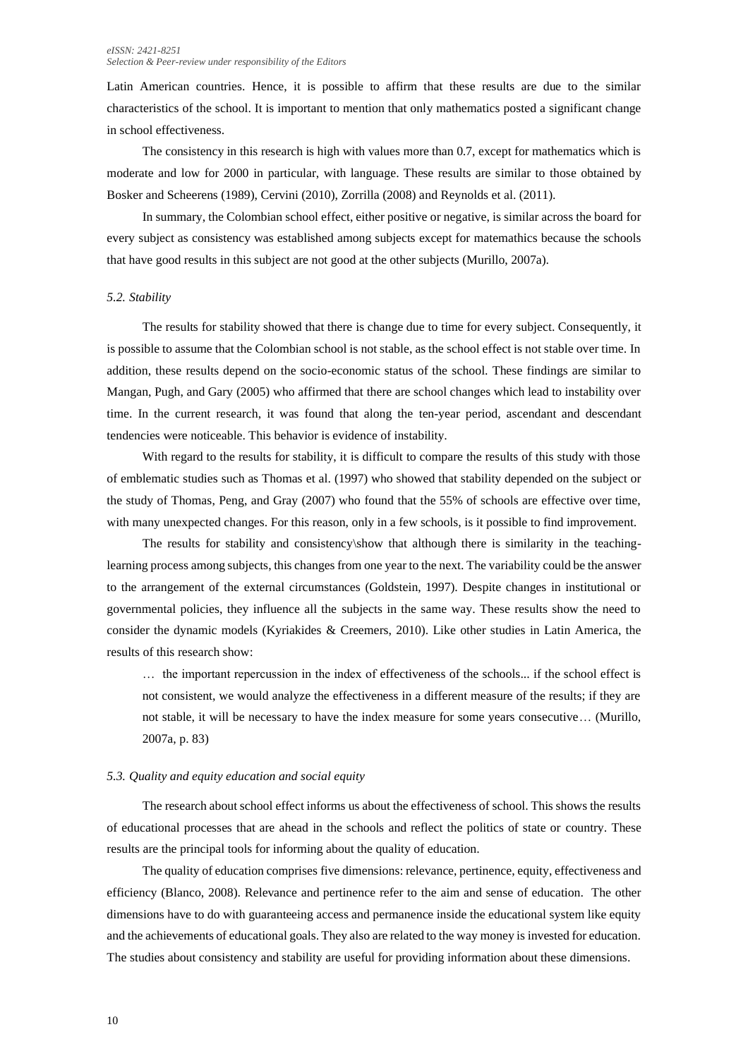Latin American countries. Hence, it is possible to affirm that these results are due to the similar characteristics of the school. It is important to mention that only mathematics posted a significant change in school effectiveness.

The consistency in this research is high with values more than 0.7, except for mathematics which is moderate and low for 2000 in particular, with language. These results are similar to those obtained by Bosker and Scheerens (1989), Cervini (2010), Zorrilla (2008) and Reynolds et al. (2011).

In summary, the Colombian school effect, either positive or negative, is similar across the board for every subject as consistency was established among subjects except for matemathics because the schools that have good results in this subject are not good at the other subjects (Murillo, 2007a).

### *5.2. Stability*

The results for stability showed that there is change due to time for every subject. Consequently, it is possible to assume that the Colombian school is not stable, as the school effect is not stable over time. In addition, these results depend on the socio-economic status of the school. These findings are similar to Mangan, Pugh, and Gary (2005) who affirmed that there are school changes which lead to instability over time. In the current research, it was found that along the ten-year period, ascendant and descendant tendencies were noticeable. This behavior is evidence of instability.

With regard to the results for stability, it is difficult to compare the results of this study with those of emblematic studies such as Thomas et al. (1997) who showed that stability depended on the subject or the study of Thomas, Peng, and Gray (2007) who found that the 55% of schools are effective over time, with many unexpected changes. For this reason, only in a few schools, is it possible to find improvement.

The results for stability and consistency\show that although there is similarity in the teaching-learning process among subjects, this changes from one year to the next. The variability could be the answer to the arrangement of the external circumstances (Goldstein, 1997). Despite changes in institutional or governmental policies, they influence all the subjects in the same way. These results show the need to consider the dynamic models (Kyriakides & Creemers, 2010). Like other studies in Latin America, the results of this research show:

> … the important repercussion in the index of effectiveness of the schools... if the school effect is not consistent, we would analyze the effectiveness in a different measure of the results; if they are not stable, it will be necessary to have the index measure for some years consecutive… (Murillo, 2007a, p. 83)

### *5.3. Quality and equity education and social equity*

The research about school effect informs us about the effectiveness of school. This shows the results of educational processes that are ahead in the schools and reflect the politics of state or country. These results are the principal tools for informing about the quality of education.

The quality of education comprises five dimensions: relevance, pertinence, equity, effectiveness and efficiency (Blanco, 2008). Relevance and pertinence refer to the aim and sense of education. The other dimensions have to do with guaranteeing access and permanence inside the educational system like equity and the achievements of educational goals. They also are related to the way money is invested for education. The studies about consistency and stability are useful for providing information about these dimensions.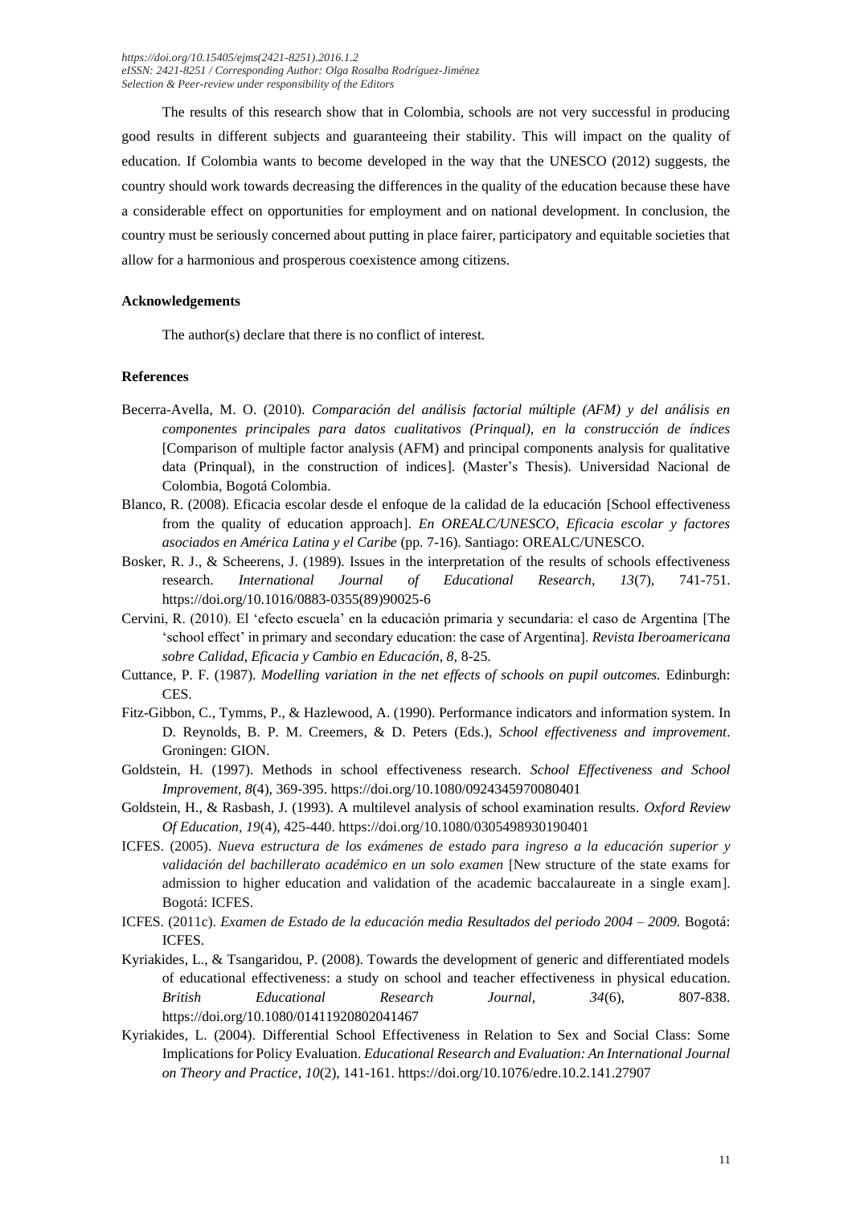The results of this research show that in Colombia, schools are not very successful in producing good results in different subjects and guaranteeing their stability. This will impact on the quality of education. If Colombia wants to become developed in the way that the UNESCO (2012) suggests, the country should work towards decreasing the differences in the quality of the education because these have a considerable effect on opportunities for employment and on national development. In conclusion, the country must be seriously concerned about putting in place fairer, participatory and equitable societies that allow for a harmonious and prosperous coexistence among citizens.

### Acknowledgements

The author(s) declare that there is no conflict of interest.

### References

Becerra-Avella, M. O. (2010). *Comparación del análisis factorial múltiple (AFM) y del análisis en componentes principales para datos cualitativos (Prinqual), en la construcción de índices* [Comparison of multiple factor analysis (AFM) and principal components analysis for qualitative data (Prinqual), in the construction of indices]. (Master's Thesis). Universidad Nacional de Colombia, Bogotá Colombia.

Blanco, R. (2008). Eficacia escolar desde el enfoque de la calidad de la educación [School effectiveness from the quality of education approach]. *En OREALC/UNESCO, Eficacia escolar y factores asociados en América Latina y el Caribe* (pp. 7-16). Santiago: OREALC/UNESCO.

Bosker, R. J., & Scheerens, J. (1989). Issues in the interpretation of the results of schools effectiveness research. *International Journal of Educational Research, 13*(7), 741-751. https://doi.org/10.1016/0883-0355(89)90025-6

Cervini, R. (2010). El 'efecto escuela' en la educación primaria y secundaria: el caso de Argentina [The 'school effect' in primary and secondary education: the case of Argentina]. *Revista Iberoamericana sobre Calidad, Eficacia y Cambio en Educación, 8,* 8-25.

Cuttance, P. F. (1987). *Modelling variation in the net effects of schools on pupil outcomes.* Edinburgh: CES.

Fitz-Gibbon, C., Tymms, P., & Hazlewood, A. (1990). Performance indicators and information system. In D. Reynolds, B. P. M. Creemers, & D. Peters (Eds.), *School effectiveness and improvement*. Groningen: GION.

Goldstein, H. (1997). Methods in school effectiveness research. *School Effectiveness and School Improvement, 8*(4), 369-395. https://doi.org/10.1080/0924345970080401

Goldstein, H., & Rasbash, J. (1993). A multilevel analysis of school examination results. *Oxford Review Of Education, 19*(4), 425-440. https://doi.org/10.1080/0305498930190401

ICFES. (2005). *Nueva estructura de los exámenes de estado para ingreso a la educación superior y validación del bachillerato académico en un solo examen* [New structure of the state exams for admission to higher education and validation of the academic baccalaureate in a single exam]. Bogotá: ICFES.

ICFES. (2011c). *Examen de Estado de la educación media Resultados del periodo 2004 – 2009.* Bogotá: ICFES.

Kyriakides, L., & Tsangaridou, P. (2008). Towards the development of generic and differentiated models of educational effectiveness: a study on school and teacher effectiveness in physical education. *British Educational Research Journal, 34*(6), 807-838. https://doi.org/10.1080/01411920802041467

Kyriakides, L. (2004). Differential School Effectiveness in Relation to Sex and Social Class: Some Implications for Policy Evaluation. *Educational Research and Evaluation: An International Journal on Theory and Practice, 10*(2), 141-161. https://doi.org/10.1076/edre.10.2.141.27907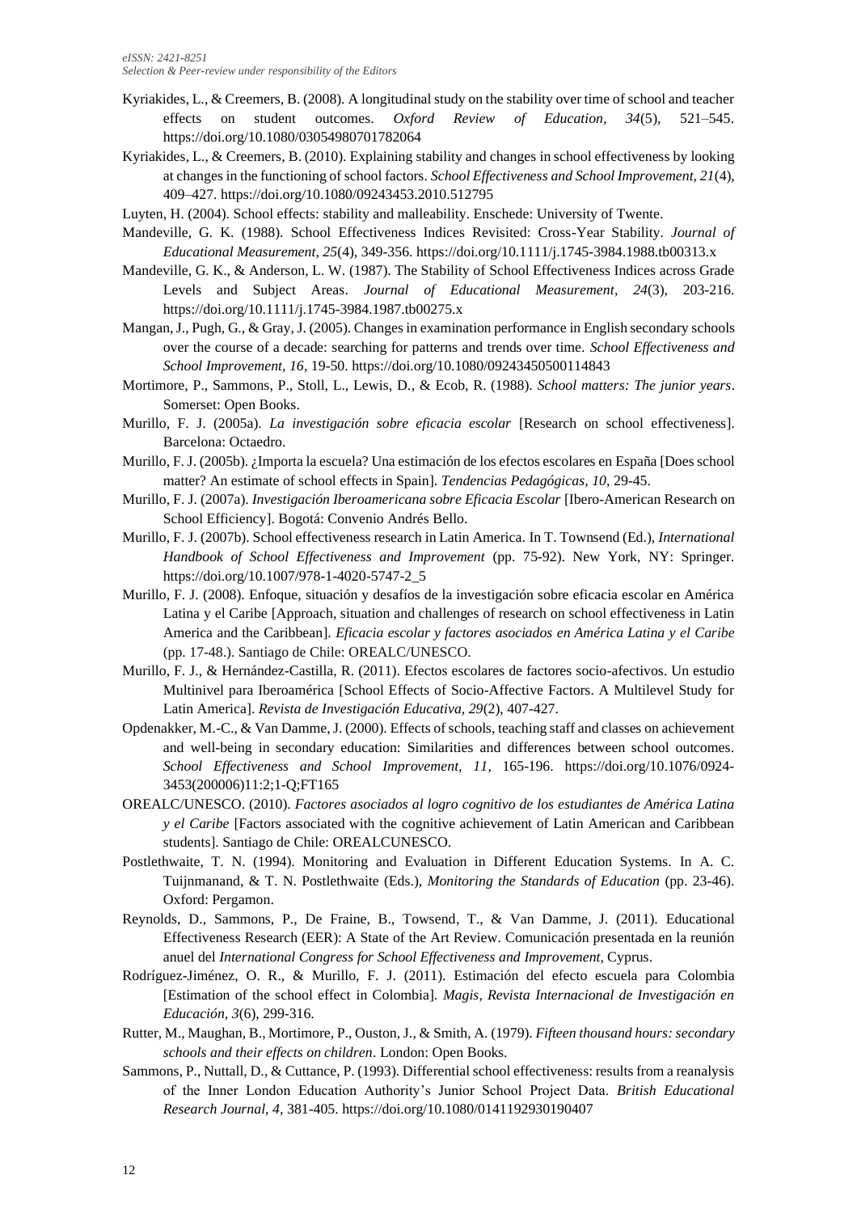Kyriakides, L., & Creemers, B. (2008). A longitudinal study on the stability over time of school and teacher effects on student outcomes. *Oxford Review of Education, 34*(5), 521–545. https://doi.org/10.1080/03054980701782064

Kyriakides, L., & Creemers, B. (2010). Explaining stability and changes in school effectiveness by looking at changes in the functioning of school factors. *School Effectiveness and School Improvement, 21*(4), 409–427. https://doi.org/10.1080/09243453.2010.512795

Luyten, H. (2004). School effects: stability and malleability. Enschede: University of Twente.

Mandeville, G. K. (1988). School Effectiveness Indices Revisited: Cross-Year Stability. *Journal of Educational Measurement, 25*(4), 349-356. https://doi.org/10.1111/j.1745-3984.1988.tb00313.x

Mandeville, G. K., & Anderson, L. W. (1987). The Stability of School Effectiveness Indices across Grade Levels and Subject Areas. *Journal of Educational Measurement, 24*(3), 203-216. https://doi.org/10.1111/j.1745-3984.1987.tb00275.x

Mangan, J., Pugh, G., & Gray, J. (2005). Changes in examination performance in English secondary schools over the course of a decade: searching for patterns and trends over time. *School Effectiveness and School Improvement, 16*, 19-50. https://doi.org/10.1080/09243450500114843

Mortimore, P., Sammons, P., Stoll, L., Lewis, D., & Ecob, R. (1988). *School matters: The junior years*. Somerset: Open Books.

Murillo, F. J. (2005a). *La investigación sobre eficacia escolar* [Research on school effectiveness]. Barcelona: Octaedro.

Murillo, F. J. (2005b). ¿Importa la escuela? Una estimación de los efectos escolares en España [Does school matter? An estimate of school effects in Spain]. *Tendencias Pedagógicas, 10*, 29-45.

Murillo, F. J. (2007a). *Investigación Iberoamericana sobre Eficacia Escolar* [Ibero-American Research on School Efficiency]. Bogotá: Convenio Andrés Bello.

Murillo, F. J. (2007b). School effectiveness research in Latin America. In T. Townsend (Ed.), *International Handbook of School Effectiveness and Improvement* (pp. 75-92). New York, NY: Springer. https://doi.org/10.1007/978-1-4020-5747-2_5

Murillo, F. J. (2008). Enfoque, situación y desafíos de la investigación sobre eficacia escolar en América Latina y el Caribe [Approach, situation and challenges of research on school effectiveness in Latin America and the Caribbean]. *Eficacia escolar y factores asociados en América Latina y el Caribe* (pp. 17-48.). Santiago de Chile: OREALC/UNESCO.

Murillo, F. J., & Hernández-Castilla, R. (2011). Efectos escolares de factores socio-afectivos. Un estudio Multinivel para Iberoamérica [School Effects of Socio-Affective Factors. A Multilevel Study for Latin America]. *Revista de Investigación Educativa, 29*(2), 407-427.

Opdenakker, M.-C., & Van Damme, J. (2000). Effects of schools, teaching staff and classes on achievement and well-being in secondary education: Similarities and differences between school outcomes. *School Effectiveness and School Improvement, 11*, 165-196. https://doi.org/10.1076/0924-3453(200006)11:2;1-Q;FT165

OREALC/UNESCO. (2010). *Factores asociados al logro cognitivo de los estudiantes de América Latina y el Caribe* [Factors associated with the cognitive achievement of Latin American and Caribbean students]. Santiago de Chile: OREALCUNESCO.

Postlethwaite, T. N. (1994). Monitoring and Evaluation in Different Education Systems. In A. C. Tuijnmanand, & T. N. Postlethwaite (Eds.), *Monitoring the Standards of Education* (pp. 23-46). Oxford: Pergamon.

Reynolds, D., Sammons, P., De Fraine, B., Towsend, T., & Van Damme, J. (2011). Educational Effectiveness Research (EER): A State of the Art Review. Comunicación presentada en la reunión anuel del *International Congress for School Effectiveness and Improvement*, Cyprus.

Rodríguez-Jiménez, O. R., & Murillo, F. J. (2011). Estimación del efecto escuela para Colombia [Estimation of the school effect in Colombia]. *Magis, Revista Internacional de Investigación en Educación, 3*(6), 299-316.

Rutter, M., Maughan, B., Mortimore, P., Ouston, J., & Smith, A. (1979). *Fifteen thousand hours: secondary schools and their effects on children*. London: Open Books.

Sammons, P., Nuttall, D., & Cuttance, P. (1993). Differential school effectiveness: results from a reanalysis of the Inner London Education Authority's Junior School Project Data. *British Educational Research Journal, 4*, 381-405. https://doi.org/10.1080/0141192930190407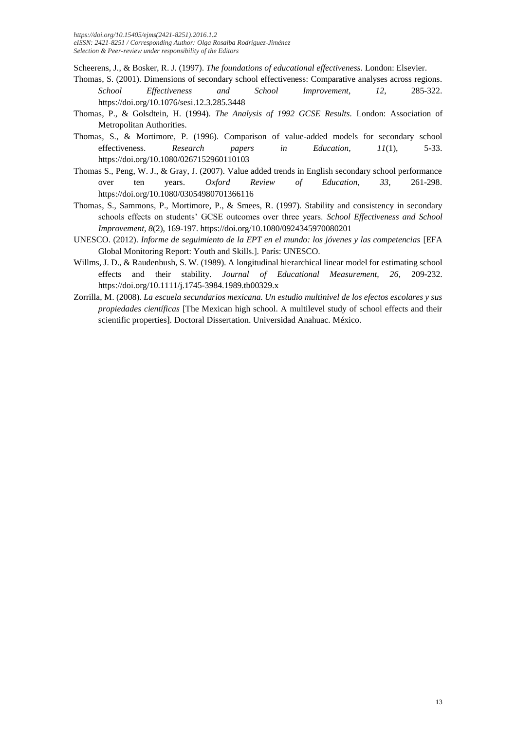Scheerens, J., & Bosker, R. J. (1997). *The foundations of educational effectiveness*. London: Elsevier.

Thomas, S. (2001). Dimensions of secondary school effectiveness: Comparative analyses across regions. *School Effectiveness and School Improvement, 12*, 285-322. https://doi.org/10.1076/sesi.12.3.285.3448

Thomas, P., & Golsdtein, H. (1994). *The Analysis of 1992 GCSE Results*. London: Association of Metropolitan Authorities.

Thomas, S., & Mortimore, P. (1996). Comparison of value-added models for secondary school effectiveness. *Research papers in Education, 11*(1), 5-33. https://doi.org/10.1080/0267152960110103

Thomas S., Peng, W. J., & Gray, J. (2007). Value added trends in English secondary school performance over ten years. *Oxford Review of Education, 33*, 261-298. https://doi.org/10.1080/03054980701366116

Thomas, S., Sammons, P., Mortimore, P., & Smees, R. (1997). Stability and consistency in secondary schools effects on students' GCSE outcomes over three years. *School Effectiveness and School Improvement, 8*(2), 169-197. https://doi.org/10.1080/0924345970080201

UNESCO. (2012). *Informe de seguimiento de la EPT en el mundo: los jóvenes y las competencias* [EFA Global Monitoring Report: Youth and Skills.]. París: UNESCO.

Willms, J. D., & Raudenbush, S. W. (1989). A longitudinal hierarchical linear model for estimating school effects and their stability. *Journal of Educational Measurement, 26*, 209-232. https://doi.org/10.1111/j.1745-3984.1989.tb00329.x

Zorrilla, M. (2008). *La escuela secundarios mexicana. Un estudio multinivel de los efectos escolares y sus propiedades científicas* [The Mexican high school. A multilevel study of school effects and their scientific properties]. Doctoral Dissertation. Universidad Anahuac. México.